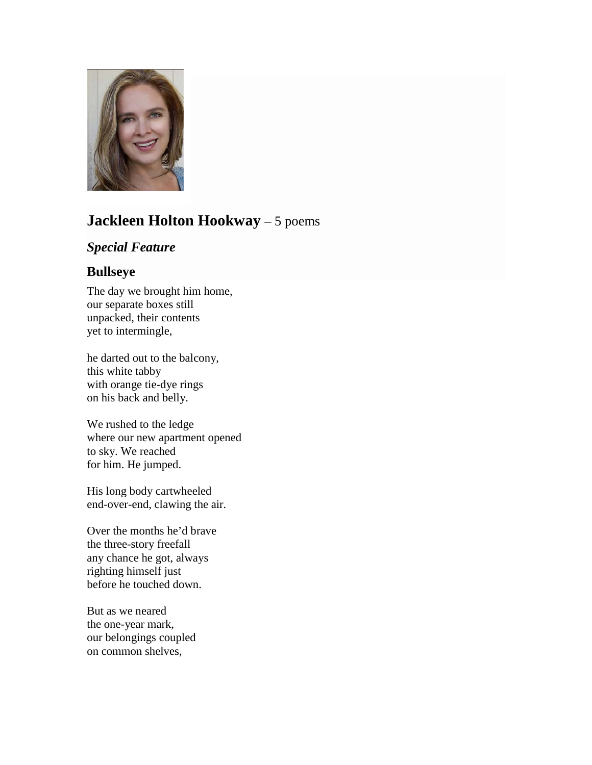## **Jackleen Holton Hookway** – 5 poems

### ***Special Feature***

### **Bullseye**

The day we brought him home,  
our separate boxes still  
unpacked, their contents  
yet to intermingle,

he darted out to the balcony,  
this white tabby  
with orange tie-dye rings  
on his back and belly.

We rushed to the ledge  
where our new apartment opened  
to sky. We reached  
for him. He jumped.

His long body cartwheeled  
end-over-end, clawing the air.

Over the months he'd brave  
the three-story freefall  
any chance he got, always  
righting himself just  
before he touched down.

But as we neared  
the one-year mark,  
our belongings coupled  
on common shelves,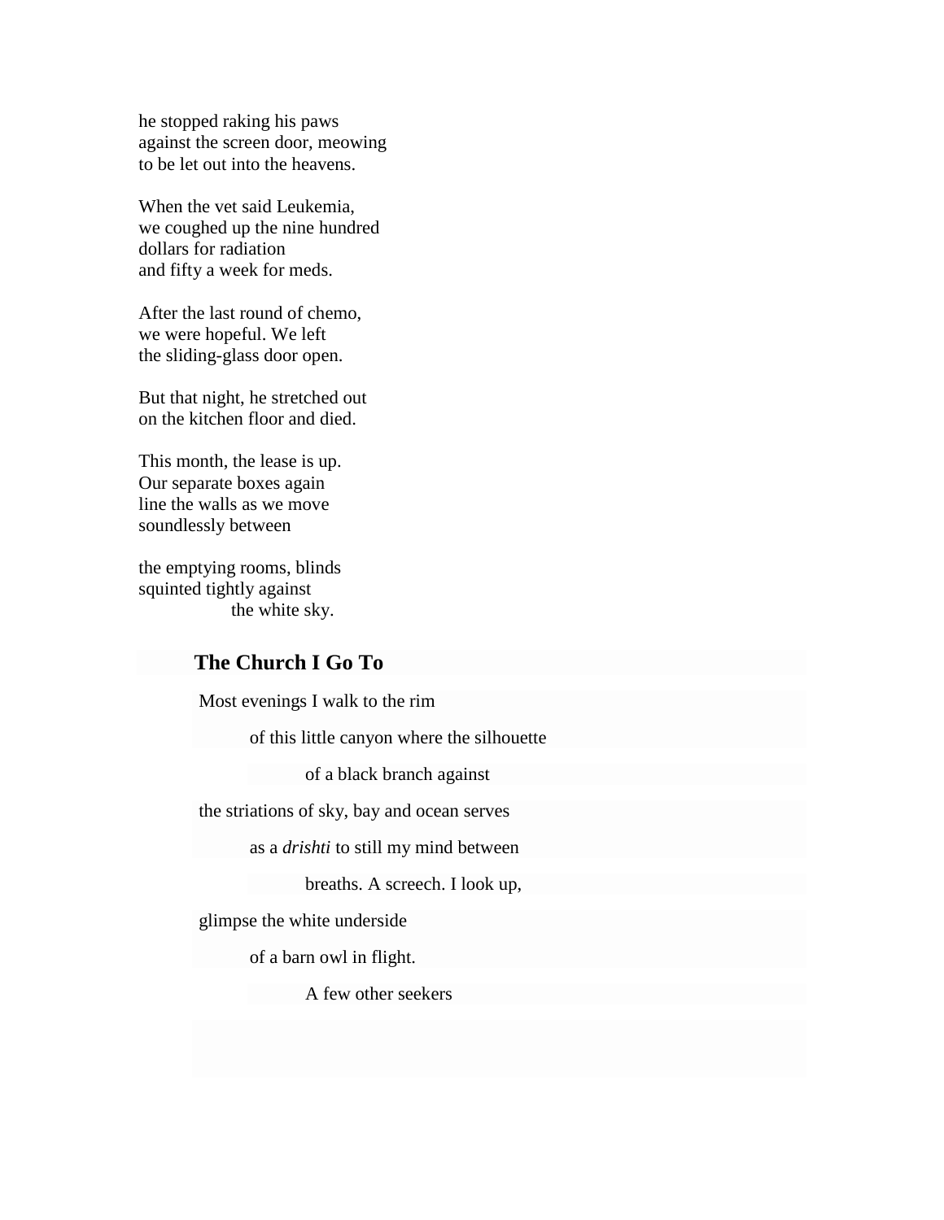he stopped raking his paws
against the screen door, meowing
to be let out into the heavens.

When the vet said Leukemia,
we coughed up the nine hundred
dollars for radiation
and fifty a week for meds.

After the last round of chemo,
we were hopeful. We left
the sliding-glass door open.

But that night, he stretched out
on the kitchen floor and died.

This month, the lease is up.
Our separate boxes again
line the walls as we move
soundlessly between

the emptying rooms, blinds
squinted tightly against
the white sky.

## The Church I Go To

Most evenings I walk to the rim

of this little canyon where the silhouette

of a black branch against

the striations of sky, bay and ocean serves

as a *drishti* to still my mind between

breaths. A screech. I look up,

glimpse the white underside

of a barn owl in flight.

A few other seekers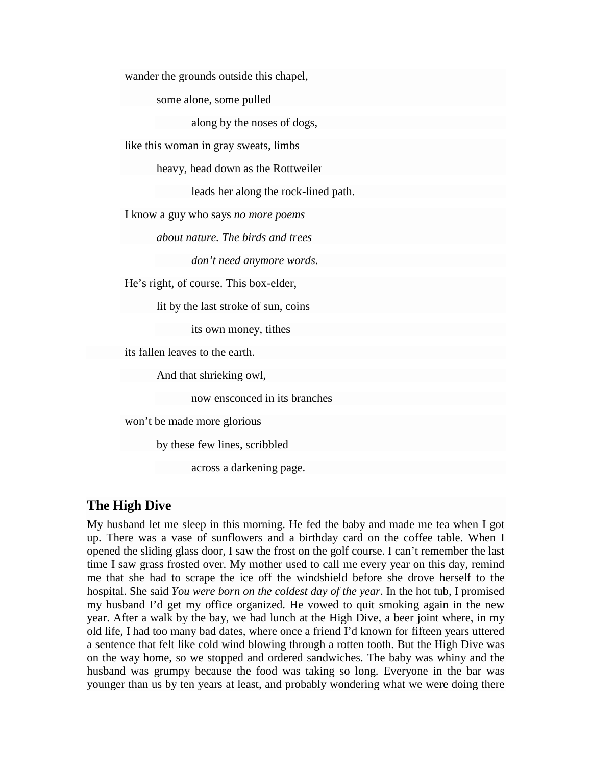wander the grounds outside this chapel,

some alone, some pulled

along by the noses of dogs,

like this woman in gray sweats, limbs

heavy, head down as the Rottweiler

leads her along the rock-lined path.

I know a guy who says *no more poems*

*about nature. The birds and trees*

*don't need anymore words*.

He's right, of course. This box-elder,

lit by the last stroke of sun, coins

its own money, tithes

its fallen leaves to the earth.

And that shrieking owl,

now ensconced in its branches

won't be made more glorious

by these few lines, scribbled

across a darkening page.

## The High Dive

My husband let me sleep in this morning. He fed the baby and made me tea when I got up. There was a vase of sunflowers and a birthday card on the coffee table. When I opened the sliding glass door, I saw the frost on the golf course. I can't remember the last time I saw grass frosted over. My mother used to call me every year on this day, remind me that she had to scrape the ice off the windshield before she drove herself to the hospital. She said *You were born on the coldest day of the year*. In the hot tub, I promised my husband I'd get my office organized. He vowed to quit smoking again in the new year. After a walk by the bay, we had lunch at the High Dive, a beer joint where, in my old life, I had too many bad dates, where once a friend I'd known for fifteen years uttered a sentence that felt like cold wind blowing through a rotten tooth. But the High Dive was on the way home, so we stopped and ordered sandwiches. The baby was whiny and the husband was grumpy because the food was taking so long. Everyone in the bar was younger than us by ten years at least, and probably wondering what we were doing there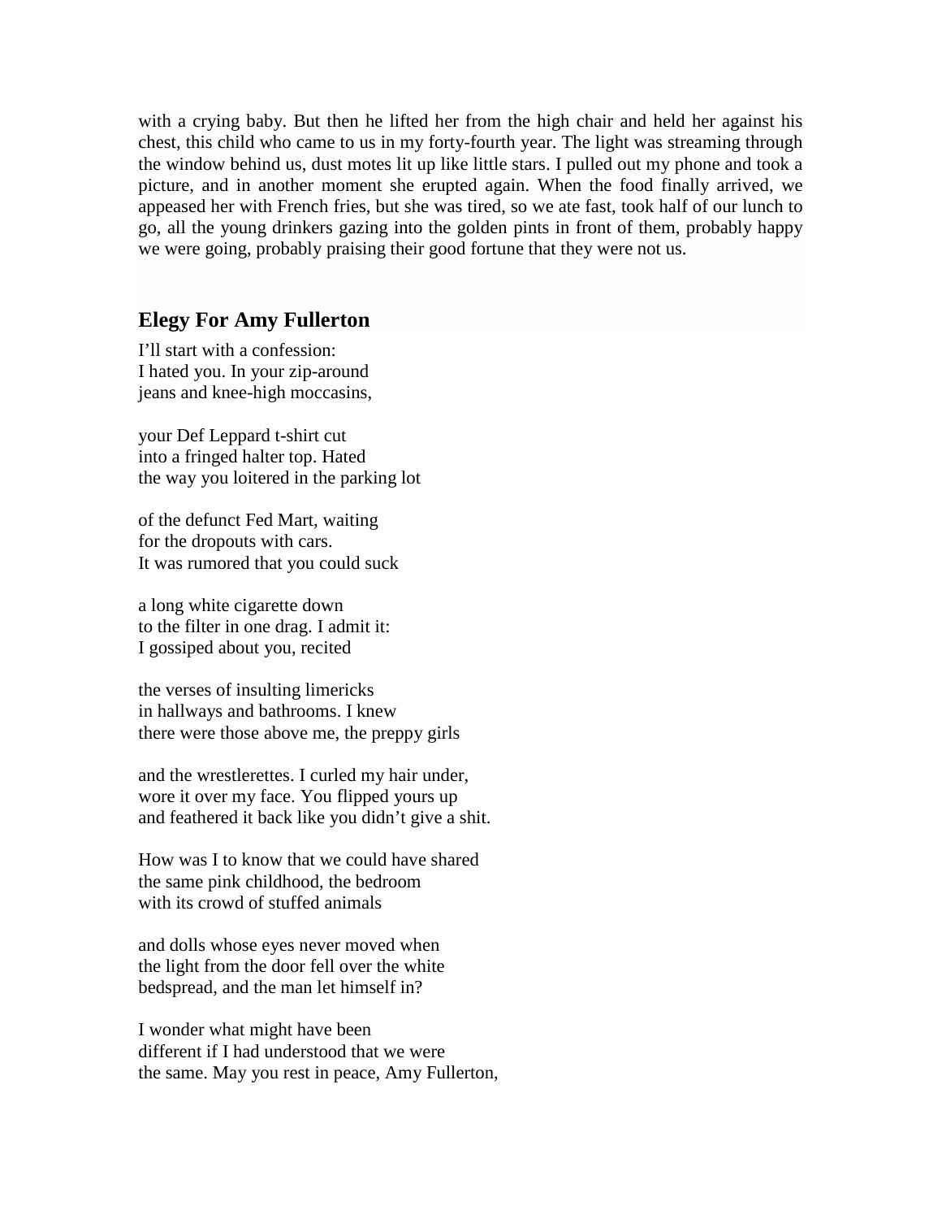with a crying baby. But then he lifted her from the high chair and held her against his chest, this child who came to us in my forty-fourth year. The light was streaming through the window behind us, dust motes lit up like little stars. I pulled out my phone and took a picture, and in another moment she erupted again. When the food finally arrived, we appeased her with French fries, but she was tired, so we ate fast, took half of our lunch to go, all the young drinkers gazing into the golden pints in front of them, probably happy we were going, probably praising their good fortune that they were not us.

## Elegy For Amy Fullerton

I'll start with a confession:  
I hated you. In your zip-around  
jeans and knee-high moccasins,

your Def Leppard t-shirt cut  
into a fringed halter top. Hated  
the way you loitered in the parking lot

of the defunct Fed Mart, waiting  
for the dropouts with cars.  
It was rumored that you could suck

a long white cigarette down  
to the filter in one drag. I admit it:  
I gossiped about you, recited

the verses of insulting limericks  
in hallways and bathrooms. I knew  
there were those above me, the preppy girls

and the wrestlerettes. I curled my hair under,  
wore it over my face. You flipped yours up  
and feathered it back like you didn't give a shit.

How was I to know that we could have shared  
the same pink childhood, the bedroom  
with its crowd of stuffed animals

and dolls whose eyes never moved when  
the light from the door fell over the white  
bedspread, and the man let himself in?

I wonder what might have been  
different if I had understood that we were  
the same. May you rest in peace, Amy Fullerton,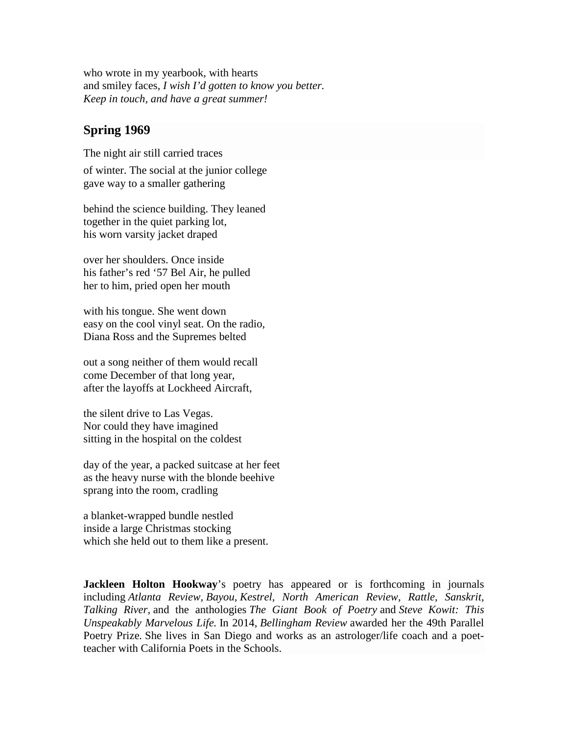who wrote in my yearbook, with hearts
and smiley faces, *I wish I'd gotten to know you better.*
*Keep in touch, and have a great summer!*

## Spring 1969

The night air still carried traces
of winter. The social at the junior college
gave way to a smaller gathering

behind the science building. They leaned
together in the quiet parking lot,
his worn varsity jacket draped

over her shoulders. Once inside
his father's red '57 Bel Air, he pulled
her to him, pried open her mouth

with his tongue. She went down
easy on the cool vinyl seat. On the radio,
Diana Ross and the Supremes belted

out a song neither of them would recall
come December of that long year,
after the layoffs at Lockheed Aircraft,

the silent drive to Las Vegas.
Nor could they have imagined
sitting in the hospital on the coldest

day of the year, a packed suitcase at her feet
as the heavy nurse with the blonde beehive
sprang into the room, cradling

a blanket-wrapped bundle nestled
inside a large Christmas stocking
which she held out to them like a present.

**Jackleen Holton Hookway**'s poetry has appeared or is forthcoming in journals including *Atlanta Review*, *Bayou*, *Kestrel*, *North American Review*, *Rattle*, *Sanskrit*, *Talking River*, and the anthologies *The Giant Book of Poetry* and *Steve Kowit: This Unspeakably Marvelous Life.* In 2014, *Bellingham Review* awarded her the 49th Parallel Poetry Prize. She lives in San Diego and works as an astrologer/life coach and a poet-teacher with California Poets in the Schools.